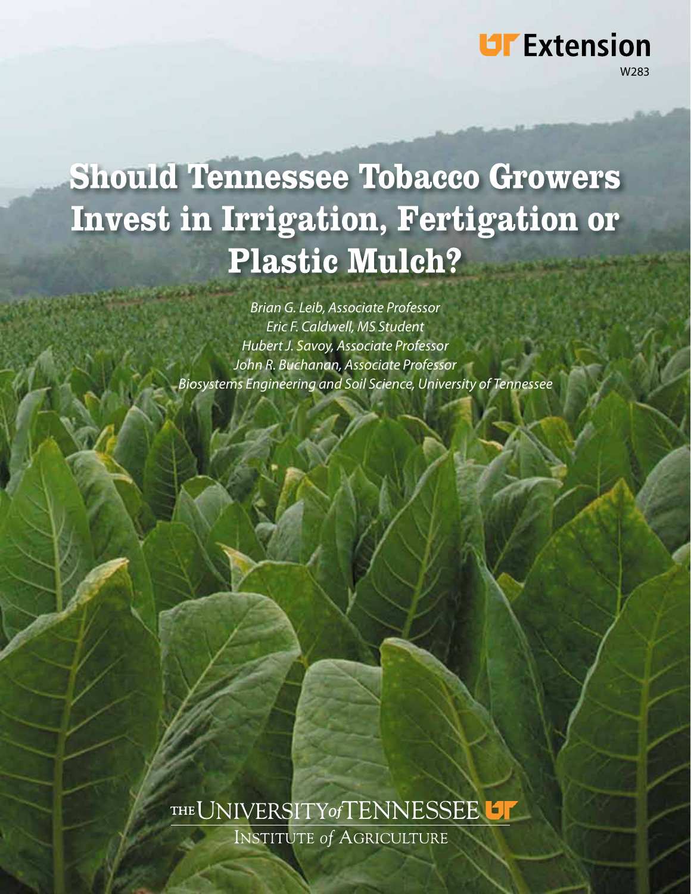UT Extension

W283

# Should Tennessee Tobacco Growers Invest in Irrigation, Fertigation or Plastic Mulch?

*Brian G. Leib, Associate Professor*
*Eric F. Caldwell, MS Student*
*Hubert J. Savoy, Associate Professor*
*John R. Buchanan, Associate Professor*
*Biosystems Engineering and Soil Science, University of Tennessee*

THE UNIVERSITY of TENNESSEE

INSTITUTE of AGRICULTURE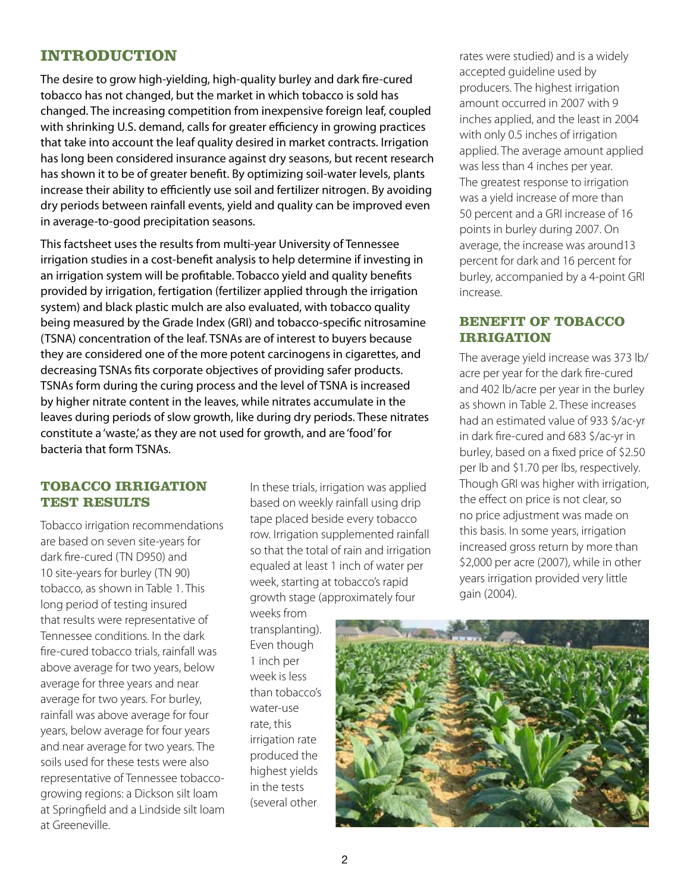## INTRODUCTION

The desire to grow high-yielding, high-quality burley and dark fire-cured tobacco has not changed, but the market in which tobacco is sold has changed. The increasing competition from inexpensive foreign leaf, coupled with shrinking U.S. demand, calls for greater efficiency in growing practices that take into account the leaf quality desired in market contracts. Irrigation has long been considered insurance against dry seasons, but recent research has shown it to be of greater benefit. By optimizing soil-water levels, plants increase their ability to efficiently use soil and fertilizer nitrogen. By avoiding dry periods between rainfall events, yield and quality can be improved even in average-to-good precipitation seasons.

This factsheet uses the results from multi-year University of Tennessee irrigation studies in a cost-benefit analysis to help determine if investing in an irrigation system will be profitable. Tobacco yield and quality benefits provided by irrigation, fertigation (fertilizer applied through the irrigation system) and black plastic mulch are also evaluated, with tobacco quality being measured by the Grade Index (GRI) and tobacco-specific nitrosamine (TSNA) concentration of the leaf. TSNAs are of interest to buyers because they are considered one of the more potent carcinogens in cigarettes, and decreasing TSNAs fits corporate objectives of providing safer products. TSNAs form during the curing process and the level of TSNA is increased by higher nitrate content in the leaves, while nitrates accumulate in the leaves during periods of slow growth, like during dry periods. These nitrates constitute a 'waste,' as they are not used for growth, and are 'food' for bacteria that form TSNAs.

### TOBACCO IRRIGATION TEST RESULTS

Tobacco irrigation recommendations are based on seven site-years for dark fire-cured (TN D950) and 10 site-years for burley (TN 90) tobacco, as shown in Table 1. This long period of testing insured that results were representative of Tennessee conditions. In the dark fire-cured tobacco trials, rainfall was above average for two years, below average for three years and near average for two years. For burley, rainfall was above average for four years, below average for four years and near average for two years. The soils used for these tests were also representative of Tennessee tobacco-growing regions: a Dickson silt loam at Springfield and a Lindside silt loam at Greeneville.

In these trials, irrigation was applied based on weekly rainfall using drip tape placed beside every tobacco row. Irrigation supplemented rainfall so that the total of rain and irrigation equaled at least 1 inch of water per week, starting at tobacco's rapid growth stage (approximately four weeks from transplanting). Even though 1 inch per week is less than tobacco's water-use rate, this irrigation rate produced the highest yields in the tests (several other rates were studied) and is a widely accepted guideline used by producers. The highest irrigation amount occurred in 2007 with 9 inches applied, and the least in 2004 with only 0.5 inches of irrigation applied. The average amount applied was less than 4 inches per year. The greatest response to irrigation was a yield increase of more than 50 percent and a GRI increase of 16 points in burley during 2007. On average, the increase was around13 percent for dark and 16 percent for burley, accompanied by a 4-point GRI increase.

### BENEFIT OF TOBACCO IRRIGATION

The average yield increase was 373 lb/acre per year for the dark fire-cured and 402 lb/acre per year in the burley as shown in Table 2. These increases had an estimated value of 933 $/ac-yr in dark fire-cured and 683 $/ac-yr in burley, based on a fixed price of $2.50 per lb and $1.70 per lbs, respectively. Though GRI was higher with irrigation, the effect on price is not clear, so no price adjustment was made on this basis. In some years, irrigation increased gross return by more than $2,000 per acre (2007), while in other years irrigation provided very little gain (2004).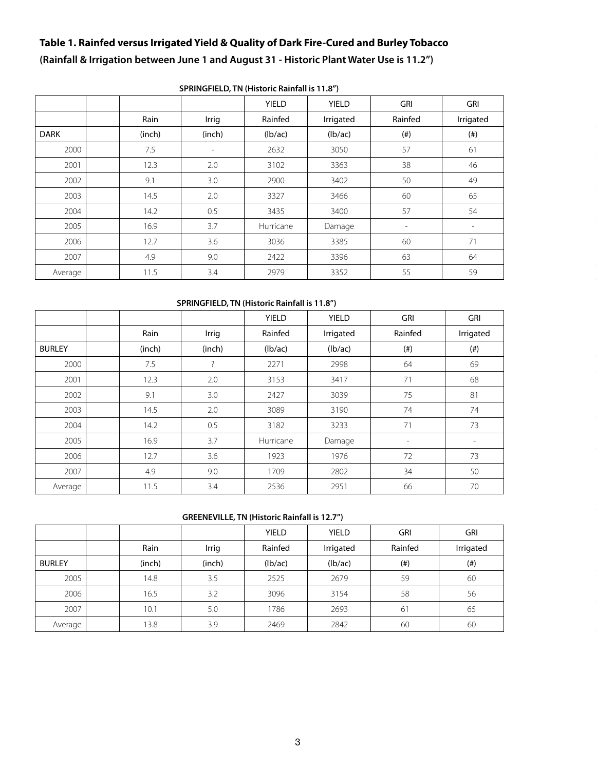**Table 1. Rainfed versus Irrigated Yield & Quality of Dark Fire-Cured and Burley Tobacco**

**(Rainfall & Irrigation between June 1 and August 31 - Historic Plant Water Use is 11.2")**

**SPRINGFIELD, TN (Historic Rainfall is 11.8")**

| | | | | YIELD | YIELD | GRI | GRI |
|---|---|---|---|---|---|---|---|
| | | Rain | Irrig | Rainfed | Irrigated | Rainfed | Irrigated |
| DARK | | (inch) | (inch) | (lb/ac) | (lb/ac) | (#) | (#) |
| 2000 | | 7.5 | - | 2632 | 3050 | 57 | 61 |
| 2001 | | 12.3 | 2.0 | 3102 | 3363 | 38 | 46 |
| 2002 | | 9.1 | 3.0 | 2900 | 3402 | 50 | 49 |
| 2003 | | 14.5 | 2.0 | 3327 | 3466 | 60 | 65 |
| 2004 | | 14.2 | 0.5 | 3435 | 3400 | 57 | 54 |
| 2005 | | 16.9 | 3.7 | Hurricane | Damage | - | - |
| 2006 | | 12.7 | 3.6 | 3036 | 3385 | 60 | 71 |
| 2007 | | 4.9 | 9.0 | 2422 | 3396 | 63 | 64 |
| Average | | 11.5 | 3.4 | 2979 | 3352 | 55 | 59 |

**SPRINGFIELD, TN (Historic Rainfall is 11.8")**

| | | | | YIELD | YIELD | GRI | GRI |
|---|---|---|---|---|---|---|---|
| | | Rain | Irrig | Rainfed | Irrigated | Rainfed | Irrigated |
| BURLEY | | (inch) | (inch) | (lb/ac) | (lb/ac) | (#) | (#) |
| 2000 | | 7.5 | ? | 2271 | 2998 | 64 | 69 |
| 2001 | | 12.3 | 2.0 | 3153 | 3417 | 71 | 68 |
| 2002 | | 9.1 | 3.0 | 2427 | 3039 | 75 | 81 |
| 2003 | | 14.5 | 2.0 | 3089 | 3190 | 74 | 74 |
| 2004 | | 14.2 | 0.5 | 3182 | 3233 | 71 | 73 |
| 2005 | | 16.9 | 3.7 | Hurricane | Damage | - | - |
| 2006 | | 12.7 | 3.6 | 1923 | 1976 | 72 | 73 |
| 2007 | | 4.9 | 9.0 | 1709 | 2802 | 34 | 50 |
| Average | | 11.5 | 3.4 | 2536 | 2951 | 66 | 70 |

**GREENEVILLE, TN (Historic Rainfall is 12.7")**

| | | | | YIELD | YIELD | GRI | GRI |
|---|---|---|---|---|---|---|---|
| | | Rain | Irrig | Rainfed | Irrigated | Rainfed | Irrigated |
| BURLEY | | (inch) | (inch) | (lb/ac) | (lb/ac) | (#) | (#) |
| 2005 | | 14.8 | 3.5 | 2525 | 2679 | 59 | 60 |
| 2006 | | 16.5 | 3.2 | 3096 | 3154 | 58 | 56 |
| 2007 | | 10.1 | 5.0 | 1786 | 2693 | 61 | 65 |
| Average | | 13.8 | 3.9 | 2469 | 2842 | 60 | 60 |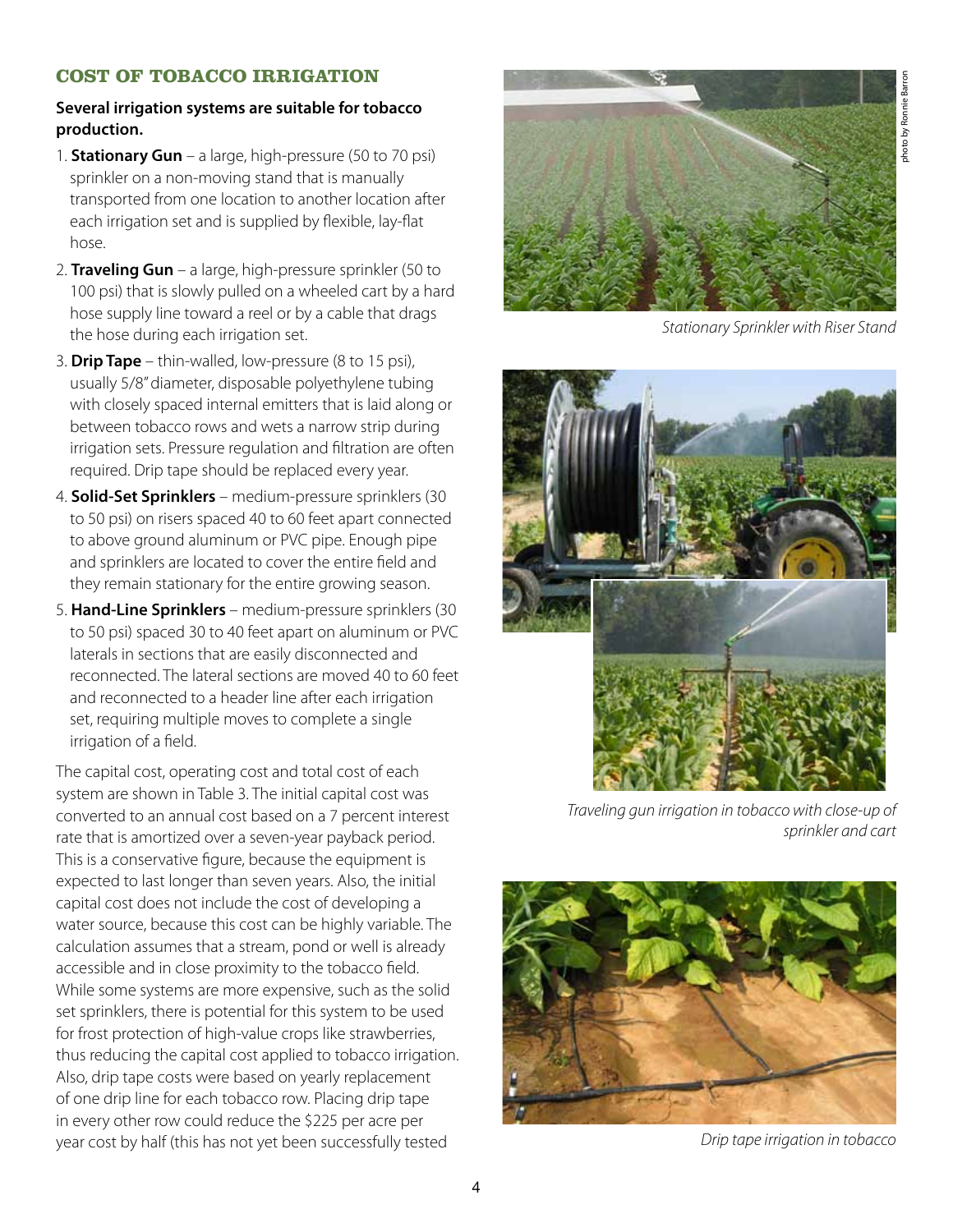## COST OF TOBACCO IRRIGATION

**Several irrigation systems are suitable for tobacco production.**

1. **Stationary Gun** – a large, high-pressure (50 to 70 psi) sprinkler on a non-moving stand that is manually transported from one location to another location after each irrigation set and is supplied by flexible, lay-flat hose.
2. **Traveling Gun** – a large, high-pressure sprinkler (50 to 100 psi) that is slowly pulled on a wheeled cart by a hard hose supply line toward a reel or by a cable that drags the hose during each irrigation set.
3. **Drip Tape** – thin-walled, low-pressure (8 to 15 psi), usually 5/8" diameter, disposable polyethylene tubing with closely spaced internal emitters that is laid along or between tobacco rows and wets a narrow strip during irrigation sets. Pressure regulation and filtration are often required. Drip tape should be replaced every year.
4. **Solid-Set Sprinklers** – medium-pressure sprinklers (30 to 50 psi) on risers spaced 40 to 60 feet apart connected to above ground aluminum or PVC pipe. Enough pipe and sprinklers are located to cover the entire field and they remain stationary for the entire growing season.
5. **Hand-Line Sprinklers** – medium-pressure sprinklers (30 to 50 psi) spaced 30 to 40 feet apart on aluminum or PVC laterals in sections that are easily disconnected and reconnected. The lateral sections are moved 40 to 60 feet and reconnected to a header line after each irrigation set, requiring multiple moves to complete a single irrigation of a field.

The capital cost, operating cost and total cost of each system are shown in Table 3. The initial capital cost was converted to an annual cost based on a 7 percent interest rate that is amortized over a seven-year payback period. This is a conservative figure, because the equipment is expected to last longer than seven years. Also, the initial capital cost does not include the cost of developing a water source, because this cost can be highly variable. The calculation assumes that a stream, pond or well is already accessible and in close proximity to the tobacco field. While some systems are more expensive, such as the solid set sprinklers, there is potential for this system to be used for frost protection of high-value crops like strawberries, thus reducing the capital cost applied to tobacco irrigation. Also, drip tape costs were based on yearly replacement of one drip line for each tobacco row. Placing drip tape in every other row could reduce the $225 per acre per year cost by half (this has not yet been successfully tested

*Stationary Sprinkler with Riser Stand*

photo by Ronnie Barron

*Traveling gun irrigation in tobacco with close-up of sprinkler and cart*

*Drip tape irrigation in tobacco*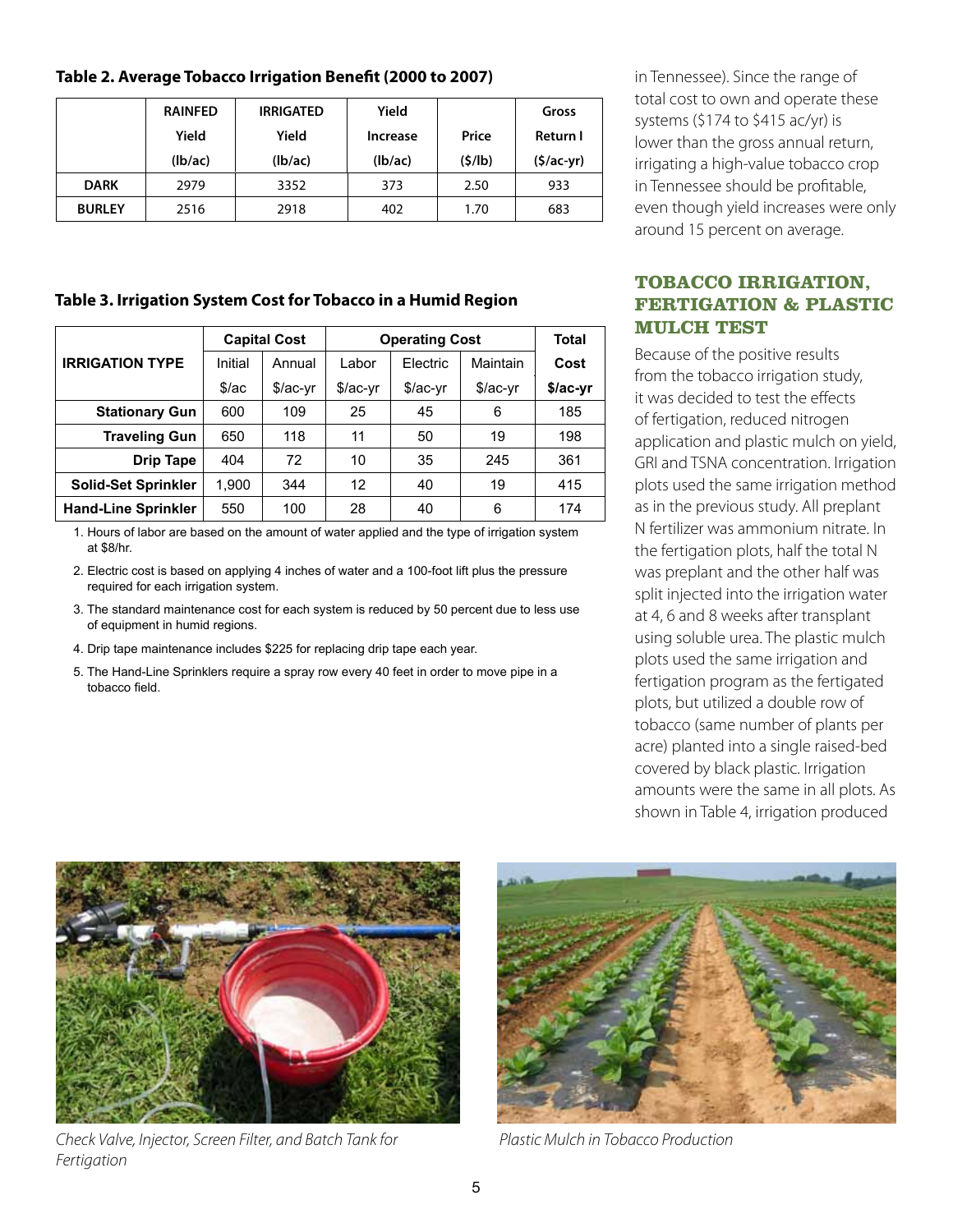**Table 2. Average Tobacco Irrigation Benefit (2000 to 2007)**

| | RAINFED Yield (lb/ac) | IRRIGATED Yield (lb/ac) | Yield Increase (lb/ac) | Price ($/lb) | Gross Return I ($/ac-yr) |
|---|---|---|---|---|---|
| DARK | 2979 | 3352 | 373 | 2.50 | 933 |
| BURLEY | 2516 | 2918 | 402 | 1.70 | 683 |

**Table 3. Irrigation System Cost for Tobacco in a Humid Region**

| IRRIGATION TYPE | Capital Cost | | Operating Cost | | | Total |
|---|---|---|---|---|---|---|
| | Initial | Annual | Labor | Electric | Maintain | Cost |
| | $/ac | $/ac-yr | $/ac-yr | $/ac-yr | $/ac-yr | $/ac-yr |
| Stationary Gun | 600 | 109 | 25 | 45 | 6 | 185 |
| Traveling Gun | 650 | 118 | 11 | 50 | 19 | 198 |
| Drip Tape | 404 | 72 | 10 | 35 | 245 | 361 |
| Solid-Set Sprinkler | 1,900 | 344 | 12 | 40 | 19 | 415 |
| Hand-Line Sprinkler | 550 | 100 | 28 | 40 | 6 | 174 |

1. Hours of labor are based on the amount of water applied and the type of irrigation system at $8/hr.
2. Electric cost is based on applying 4 inches of water and a 100-foot lift plus the pressure required for each irrigation system.
3. The standard maintenance cost for each system is reduced by 50 percent due to less use of equipment in humid regions.
4. Drip tape maintenance includes $225 for replacing drip tape each year.
5. The Hand-Line Sprinklers require a spray row every 40 feet in order to move pipe in a tobacco field.

in Tennessee). Since the range of total cost to own and operate these systems ($174 to $415 ac/yr) is lower than the gross annual return, irrigating a high-value tobacco crop in Tennessee should be profitable, even though yield increases were only around 15 percent on average.

## TOBACCO IRRIGATION, FERTIGATION & PLASTIC MULCH TEST

Because of the positive results from the tobacco irrigation study, it was decided to test the effects of fertigation, reduced nitrogen application and plastic mulch on yield, GRI and TSNA concentration. Irrigation plots used the same irrigation method as in the previous study. All preplant N fertilizer was ammonium nitrate. In the fertigation plots, half the total N was preplant and the other half was split injected into the irrigation water at 4, 6 and 8 weeks after transplant using soluble urea. The plastic mulch plots used the same irrigation and fertigation program as the fertigated plots, but utilized a double row of tobacco (same number of plants per acre) planted into a single raised-bed covered by black plastic. Irrigation amounts were the same in all plots. As shown in Table 4, irrigation produced

*Check Valve, Injector, Screen Filter, and Batch Tank for Fertigation*

*Plastic Mulch in Tobacco Production*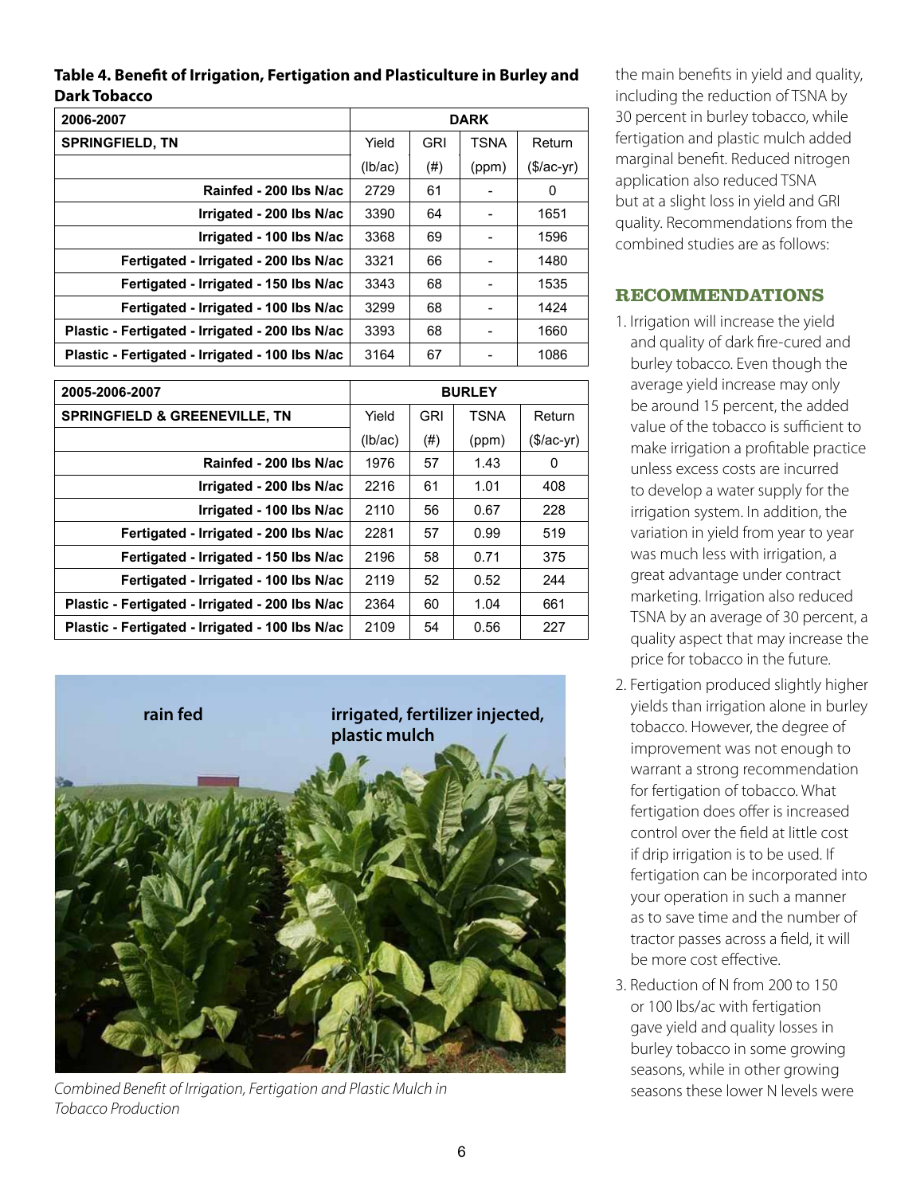**Table 4. Benefit of Irrigation, Fertigation and Plasticulture in Burley and Dark Tobacco**

| 2006-2007 | DARK | | | |
|---|---|---|---|---|
| SPRINGFIELD, TN | Yield | GRI | TSNA | Return |
| | (lb/ac) | (#) | (ppm) | ($/ac-yr) |
| Rainfed - 200 lbs N/ac | 2729 | 61 | - | 0 |
| Irrigated - 200 lbs N/ac | 3390 | 64 | - | 1651 |
| Irrigated - 100 lbs N/ac | 3368 | 69 | - | 1596 |
| Fertigated - Irrigated - 200 lbs N/ac | 3321 | 66 | - | 1480 |
| Fertigated - Irrigated - 150 lbs N/ac | 3343 | 68 | - | 1535 |
| Fertigated - Irrigated - 100 lbs N/ac | 3299 | 68 | - | 1424 |
| Plastic - Fertigated - Irrigated - 200 lbs N/ac | 3393 | 68 | - | 1660 |
| Plastic - Fertigated - Irrigated - 100 lbs N/ac | 3164 | 67 | - | 1086 |

| 2005-2006-2007 | BURLEY | | | |
|---|---|---|---|---|
| SPRINGFIELD & GREENEVILLE, TN | Yield | GRI | TSNA | Return |
| | (lb/ac) | (#) | (ppm) | ($/ac-yr) |
| Rainfed - 200 lbs N/ac | 1976 | 57 | 1.43 | 0 |
| Irrigated - 200 lbs N/ac | 2216 | 61 | 1.01 | 408 |
| Irrigated - 100 lbs N/ac | 2110 | 56 | 0.67 | 228 |
| Fertigated - Irrigated - 200 lbs N/ac | 2281 | 57 | 0.99 | 519 |
| Fertigated - Irrigated - 150 lbs N/ac | 2196 | 58 | 0.71 | 375 |
| Fertigated - Irrigated - 100 lbs N/ac | 2119 | 52 | 0.52 | 244 |
| Plastic - Fertigated - Irrigated - 200 lbs N/ac | 2364 | 60 | 1.04 | 661 |
| Plastic - Fertigated - Irrigated - 100 lbs N/ac | 2109 | 54 | 0.56 | 227 |

*Combined Benefit of Irrigation, Fertigation and Plastic Mulch in Tobacco Production*

the main benefits in yield and quality, including the reduction of TSNA by 30 percent in burley tobacco, while fertigation and plastic mulch added marginal benefit. Reduced nitrogen application also reduced TSNA but at a slight loss in yield and GRI quality. Recommendations from the combined studies are as follows:

## RECOMMENDATIONS

1. Irrigation will increase the yield and quality of dark fire-cured and burley tobacco. Even though the average yield increase may only be around 15 percent, the added value of the tobacco is sufficient to make irrigation a profitable practice unless excess costs are incurred to develop a water supply for the irrigation system. In addition, the variation in yield from year to year was much less with irrigation, a great advantage under contract marketing. Irrigation also reduced TSNA by an average of 30 percent, a quality aspect that may increase the price for tobacco in the future.
2. Fertigation produced slightly higher yields than irrigation alone in burley tobacco. However, the degree of improvement was not enough to warrant a strong recommendation for fertigation of tobacco. What fertigation does offer is increased control over the field at little cost if drip irrigation is to be used. If fertigation can be incorporated into your operation in such a manner as to save time and the number of tractor passes across a field, it will be more cost effective.
3. Reduction of N from 200 to 150 or 100 lbs/ac with fertigation gave yield and quality losses in burley tobacco in some growing seasons, while in other growing seasons these lower N levels were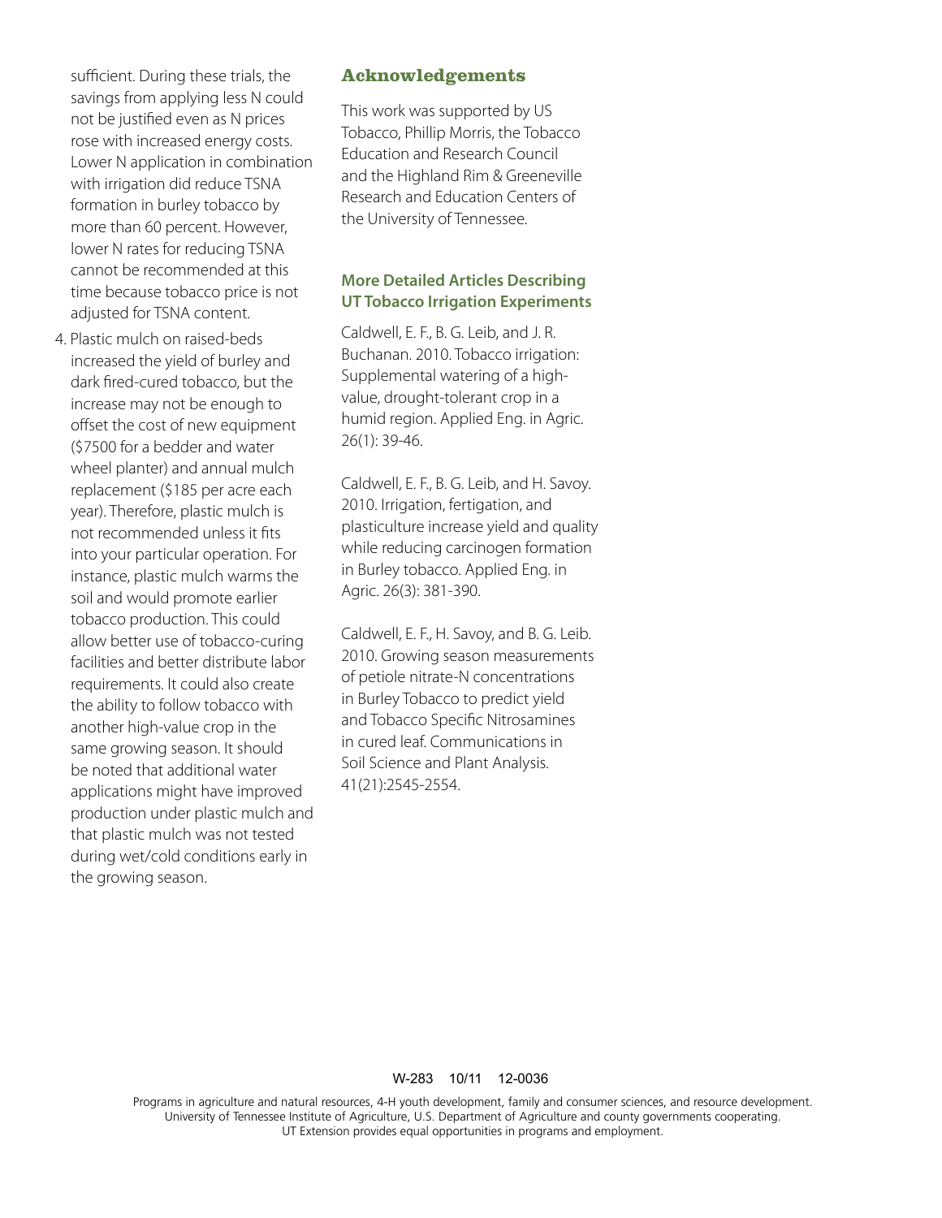sufficient. During these trials, the savings from applying less N could not be justified even as N prices rose with increased energy costs. Lower N application in combination with irrigation did reduce TSNA formation in burley tobacco by more than 60 percent. However, lower N rates for reducing TSNA cannot be recommended at this time because tobacco price is not adjusted for TSNA content.

4. Plastic mulch on raised-beds increased the yield of burley and dark fired-cured tobacco, but the increase may not be enough to offset the cost of new equipment ($7500 for a bedder and water wheel planter) and annual mulch replacement ($185 per acre each year). Therefore, plastic mulch is not recommended unless it fits into your particular operation. For instance, plastic mulch warms the soil and would promote earlier tobacco production. This could allow better use of tobacco-curing facilities and better distribute labor requirements. It could also create the ability to follow tobacco with another high-value crop in the same growing season. It should be noted that additional water applications might have improved production under plastic mulch and that plastic mulch was not tested during wet/cold conditions early in the growing season.

## Acknowledgements

This work was supported by US Tobacco, Phillip Morris, the Tobacco Education and Research Council and the Highland Rim & Greeneville Research and Education Centers of the University of Tennessee.

### More Detailed Articles Describing UT Tobacco Irrigation Experiments

Caldwell, E. F., B. G. Leib, and J. R. Buchanan. 2010. Tobacco irrigation: Supplemental watering of a high-value, drought-tolerant crop in a humid region. Applied Eng. in Agric. 26(1): 39-46.

Caldwell, E. F., B. G. Leib, and H. Savoy. 2010. Irrigation, fertigation, and plasticulture increase yield and quality while reducing carcinogen formation in Burley tobacco. Applied Eng. in Agric. 26(3): 381-390.

Caldwell, E. F., H. Savoy, and B. G. Leib. 2010. Growing season measurements of petiole nitrate-N concentrations in Burley Tobacco to predict yield and Tobacco Specific Nitrosamines in cured leaf. Communications in Soil Science and Plant Analysis. 41(21):2545-2554.

W-283 10/11 12-0036

Programs in agriculture and natural resources, 4-H youth development, family and consumer sciences, and resource development. University of Tennessee Institute of Agriculture, U.S. Department of Agriculture and county governments cooperating. UT Extension provides equal opportunities in programs and employment.